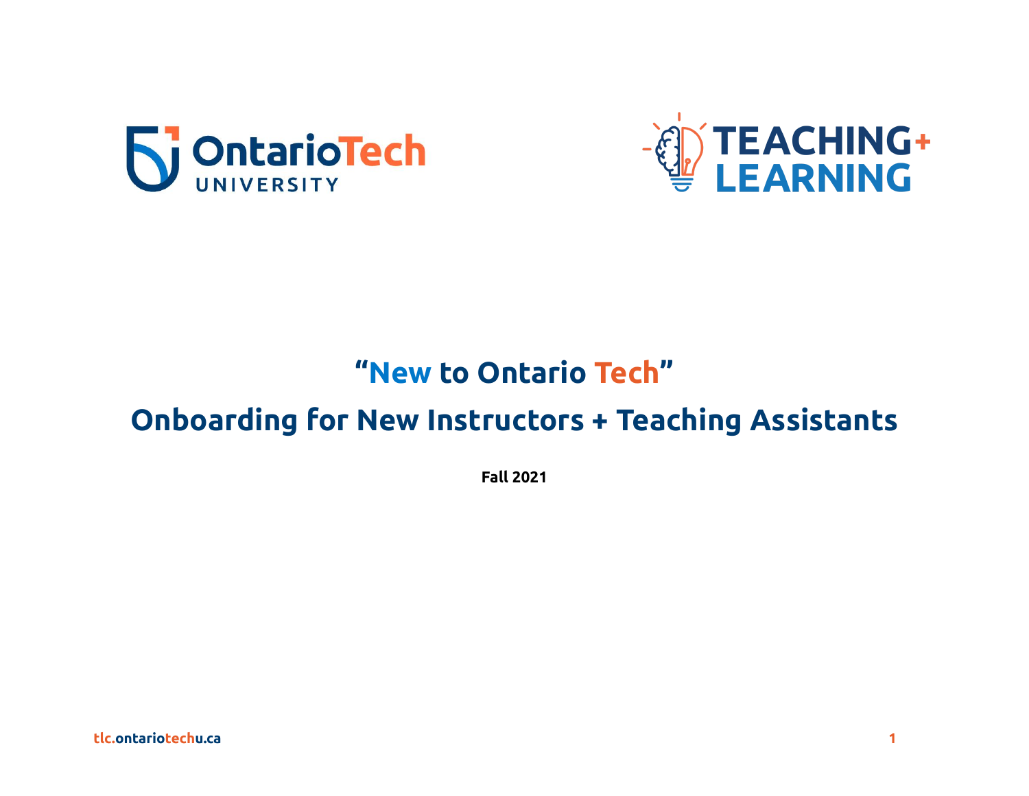# "New to Ontario Tech"

## Onboarding for New Instructors + Teaching Assistants

**Fall 2021**

tlc.ontariotechu.ca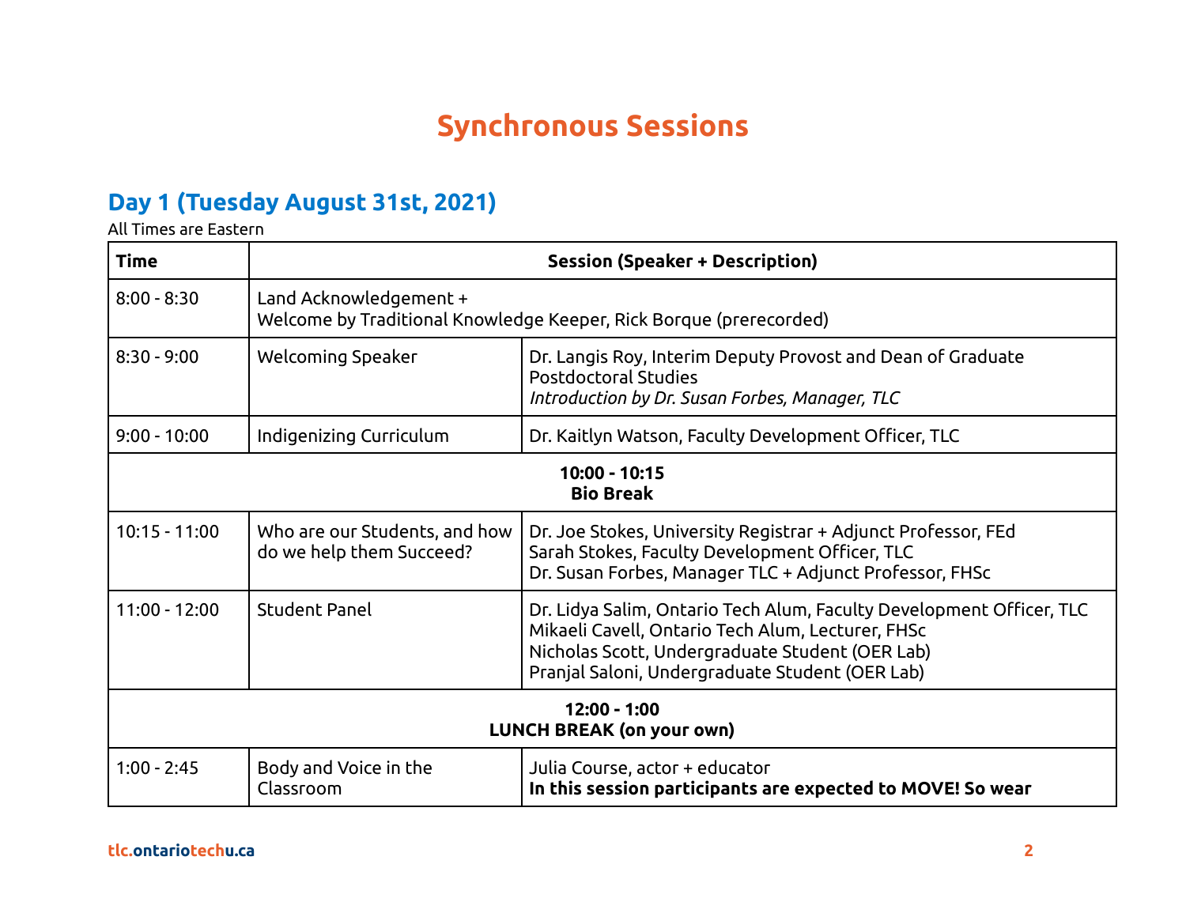# Synchronous Sessions

## Day 1 (Tuesday August 31st, 2021)

All Times are Eastern

| Time | Session (Speaker + Description) | |
|---|---|---|
| 8:00 - 8:30 | Land Acknowledgement + Welcome by Traditional Knowledge Keeper, Rick Borque (prerecorded) | |
| 8:30 - 9:00 | Welcoming Speaker | Dr. Langis Roy, Interim Deputy Provost and Dean of Graduate Postdoctoral Studies *Introduction by Dr. Susan Forbes, Manager, TLC* |
| 9:00 - 10:00 | Indigenizing Curriculum | Dr. Kaitlyn Watson, Faculty Development Officer, TLC |
| **10:00 - 10:15 Bio Break** | | |
| 10:15 - 11:00 | Who are our Students, and how do we help them Succeed? | Dr. Joe Stokes, University Registrar + Adjunct Professor, FEd<br>Sarah Stokes, Faculty Development Officer, TLC<br>Dr. Susan Forbes, Manager TLC + Adjunct Professor, FHSc |
| 11:00 - 12:00 | Student Panel | Dr. Lidya Salim, Ontario Tech Alum, Faculty Development Officer, TLC<br>Mikaeli Cavell, Ontario Tech Alum, Lecturer, FHSc<br>Nicholas Scott, Undergraduate Student (OER Lab)<br>Pranjal Saloni, Undergraduate Student (OER Lab) |
| **12:00 - 1:00 LUNCH BREAK (on your own)** | | |
| 1:00 - 2:45 | Body and Voice in the Classroom | Julia Course, actor + educator<br>**In this session participants are expected to MOVE! So wear** |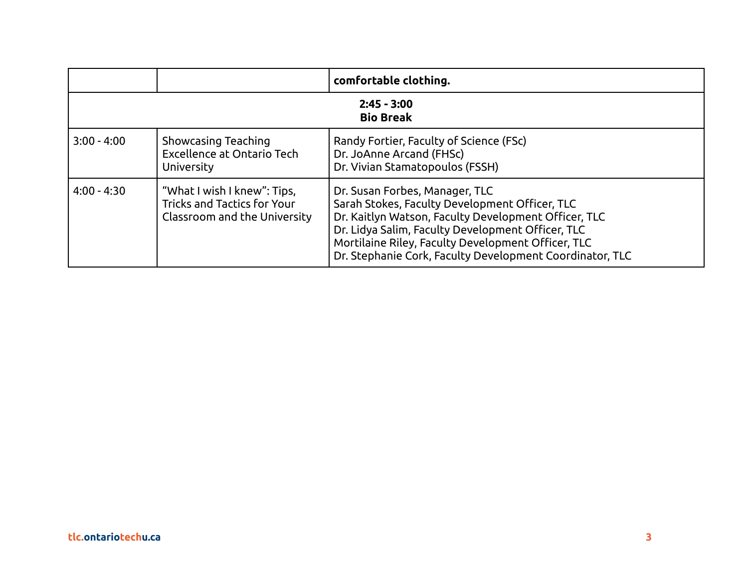| | | **comfortable clothing.** |
|---|---|---|
| **2:45 - 3:00 Bio Break** | | |
| 3:00 - 4:00 | Showcasing Teaching Excellence at Ontario Tech University | Randy Fortier, Faculty of Science (FSc)<br>Dr. JoAnne Arcand (FHSc)<br>Dr. Vivian Stamatopoulos (FSSH) |
| 4:00 - 4:30 | “What I wish I knew”: Tips, Tricks and Tactics for Your Classroom and the University | Dr. Susan Forbes, Manager, TLC<br>Sarah Stokes, Faculty Development Officer, TLC<br>Dr. Kaitlyn Watson, Faculty Development Officer, TLC<br>Dr. Lidya Salim, Faculty Development Officer, TLC<br>Mortilaine Riley, Faculty Development Officer, TLC<br>Dr. Stephanie Cork, Faculty Development Coordinator, TLC |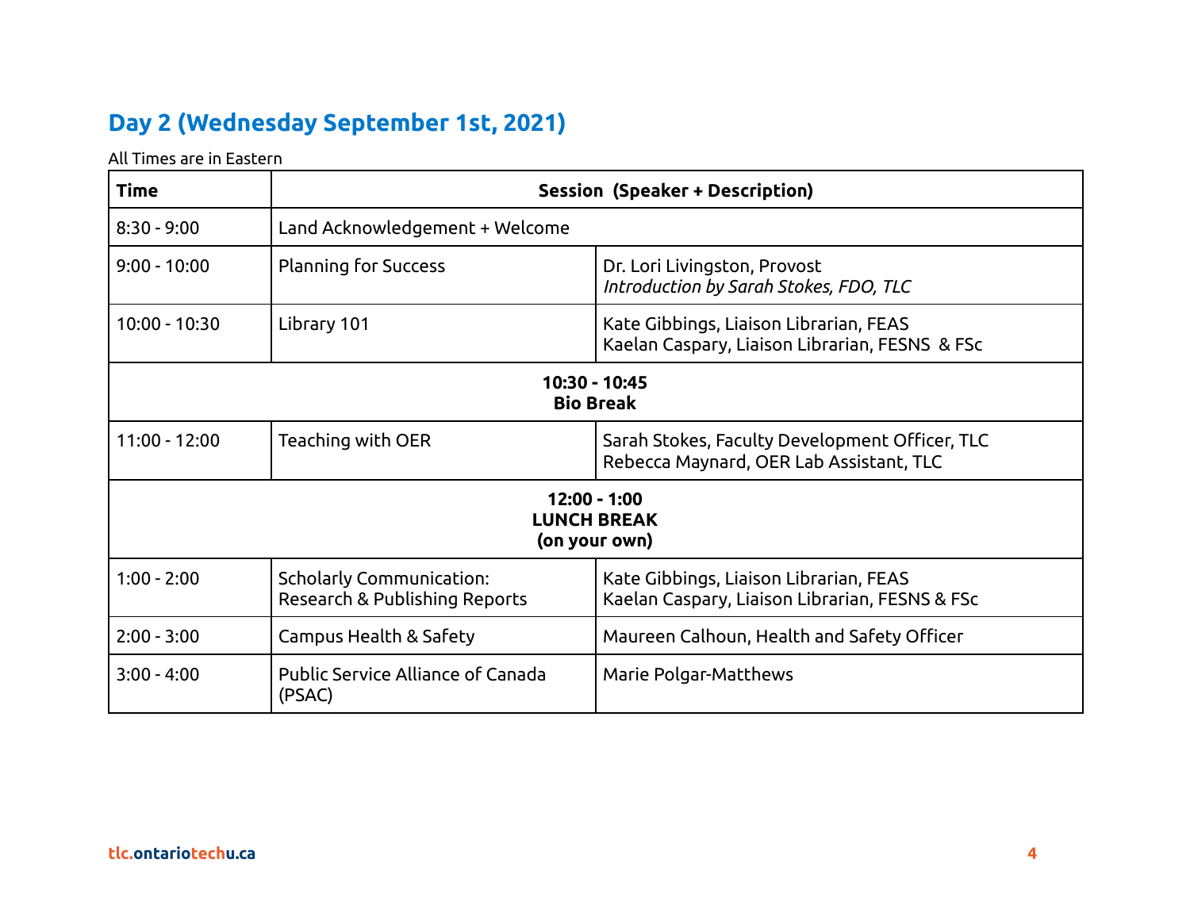## Day 2 (Wednesday September 1st, 2021)

All Times are in Eastern

| Time | Session (Speaker + Description) | |
|---|---|---|
| 8:30 - 9:00 | Land Acknowledgement + Welcome | |
| 9:00 - 10:00 | Planning for Success | Dr. Lori Livingston, Provost<br>*Introduction by Sarah Stokes, FDO, TLC* |
| 10:00 - 10:30 | Library 101 | Kate Gibbings, Liaison Librarian, FEAS<br>Kaelan Caspary, Liaison Librarian, FESNS & FSc |
| **10:30 - 10:45**<br>**Bio Break** | | |
| 11:00 - 12:00 | Teaching with OER | Sarah Stokes, Faculty Development Officer, TLC<br>Rebecca Maynard, OER Lab Assistant, TLC |
| **12:00 - 1:00**<br>**LUNCH BREAK**<br>**(on your own)** | | |
| 1:00 - 2:00 | Scholarly Communication:<br>Research & Publishing Reports | Kate Gibbings, Liaison Librarian, FEAS<br>Kaelan Caspary, Liaison Librarian, FESNS & FSc |
| 2:00 - 3:00 | Campus Health & Safety | Maureen Calhoun, Health and Safety Officer |
| 3:00 - 4:00 | Public Service Alliance of Canada (PSAC) | Marie Polgar-Matthews |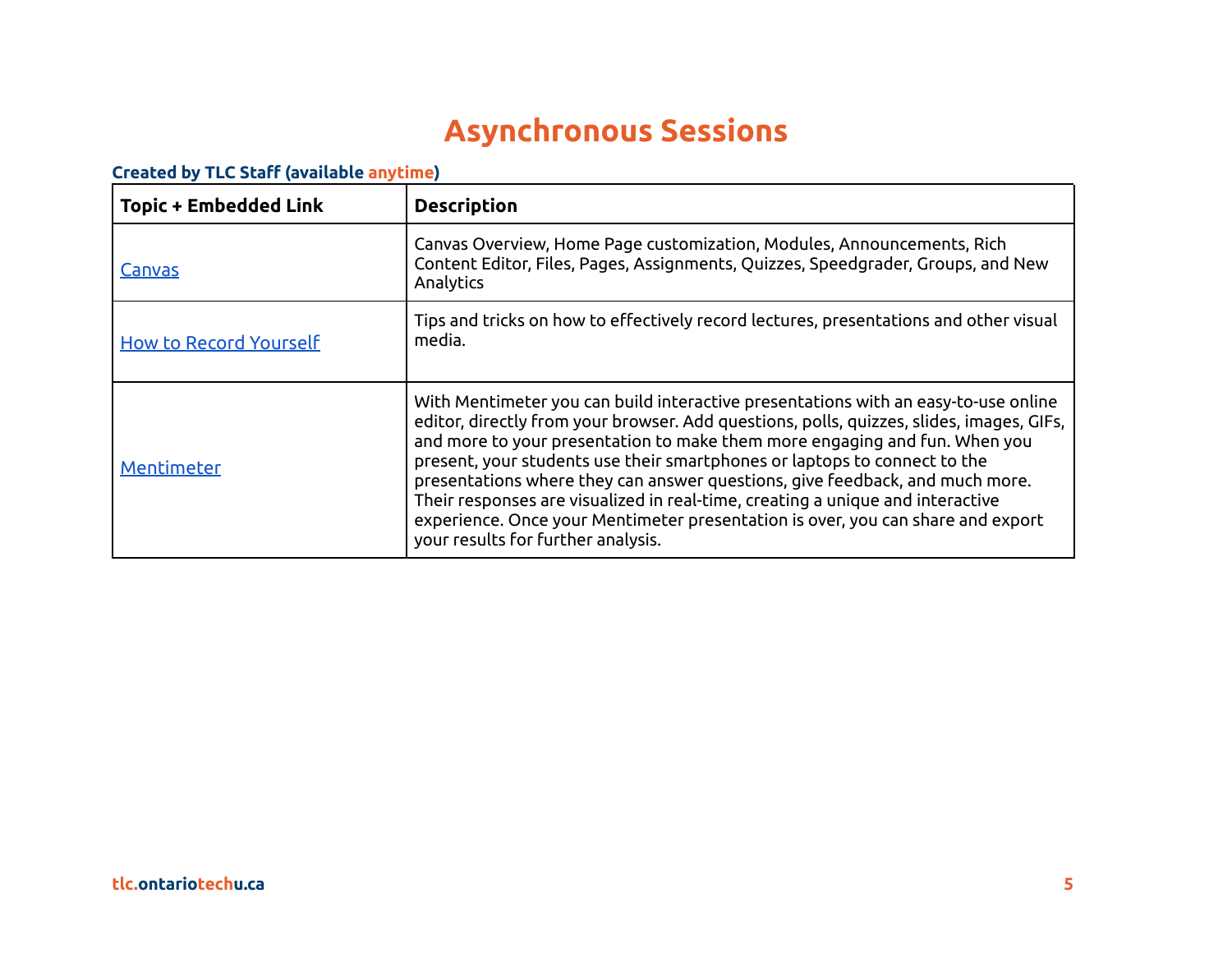# Asynchronous Sessions

**Created by TLC Staff (available anytime)**

| Topic + Embedded Link | Description |
| --- | --- |
| Canvas | Canvas Overview, Home Page customization, Modules, Announcements, Rich Content Editor, Files, Pages, Assignments, Quizzes, Speedgrader, Groups, and New Analytics |
| How to Record Yourself | Tips and tricks on how to effectively record lectures, presentations and other visual media. |
| Mentimeter | With Mentimeter you can build interactive presentations with an easy-to-use online editor, directly from your browser. Add questions, polls, quizzes, slides, images, GIFs, and more to your presentation to make them more engaging and fun. When you present, your students use their smartphones or laptops to connect to the presentations where they can answer questions, give feedback, and much more. Their responses are visualized in real-time, creating a unique and interactive experience. Once your Mentimeter presentation is over, you can share and export your results for further analysis. |